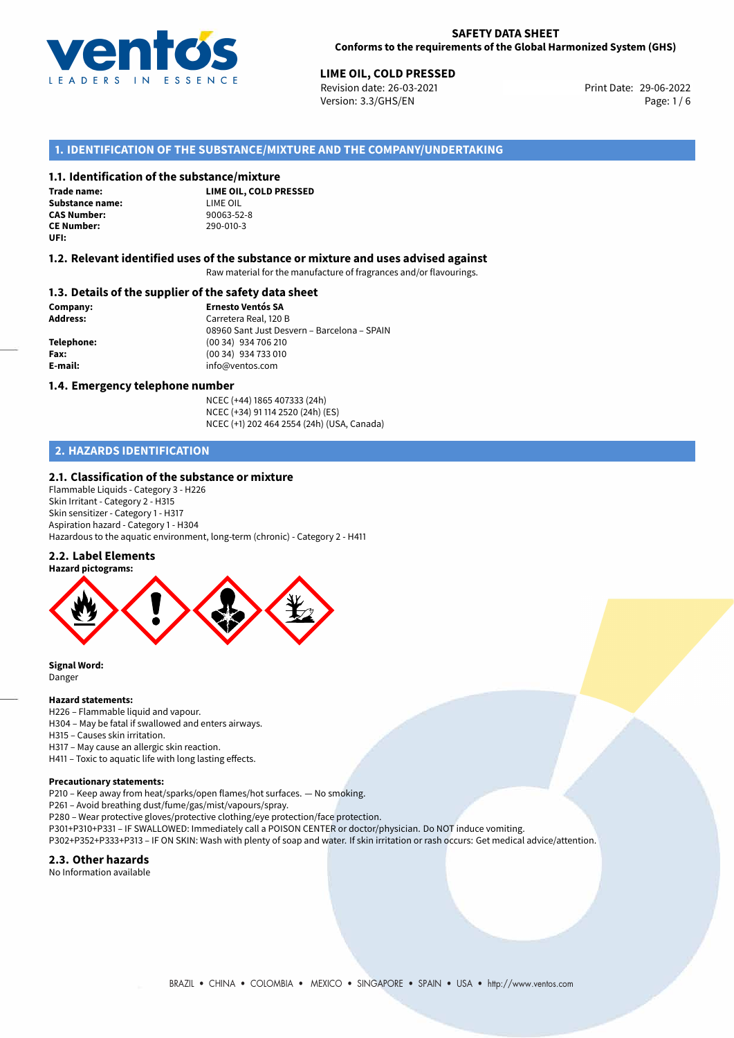**SAFETY DATA SHEET**
**Conforms to the requirements of the Global Harmonized System (GHS)**

**LIME OIL, COLD PRESSED**
Revision date: 26-03-2021
Version: 3.3/GHS/EN
Print Date: 29-06-2022

## 1. IDENTIFICATION OF THE SUBSTANCE/MIXTURE AND THE COMPANY/UNDERTAKING

### 1.1. Identification of the substance/mixture

**Trade name:** **LIME OIL, COLD PRESSED**
**Substance name:** LIME OIL
**CAS Number:** 90063-52-8
**CE Number:** 290-010-3
**UFI:**

### 1.2. Relevant identified uses of the substance or mixture and uses advised against

Raw material for the manufacture of fragrances and/or flavourings.

### 1.3. Details of the supplier of the safety data sheet

**Company:** **Ernesto Ventós SA**
**Address:** Carretera Real, 120 B
08960 Sant Just Desvern – Barcelona – SPAIN
**Telephone:** (00 34) 934 706 210
**Fax:** (00 34) 934 733 010
**E-mail:** info@ventos.com

### 1.4. Emergency telephone number

NCEC (+44) 1865 407333 (24h)
NCEC (+34) 91 114 2520 (24h) (ES)
NCEC (+1) 202 464 2554 (24h) (USA, Canada)

## 2. HAZARDS IDENTIFICATION

### 2.1. Classification of the substance or mixture

Flammable Liquids - Category 3 - H226
Skin Irritant - Category 2 - H315
Skin sensitizer - Category 1 - H317
Aspiration hazard - Category 1 - H304
Hazardous to the aquatic environment, long-term (chronic) - Category 2 - H411

### 2.2. Label Elements

**Hazard pictograms:**

**Signal Word:**
Danger

**Hazard statements:**
H226 – Flammable liquid and vapour.
H304 – May be fatal if swallowed and enters airways.
H315 – Causes skin irritation.
H317 – May cause an allergic skin reaction.
H411 – Toxic to aquatic life with long lasting effects.

**Precautionary statements:**
P210 – Keep away from heat/sparks/open flames/hot surfaces. — No smoking.
P261 – Avoid breathing dust/fume/gas/mist/vapours/spray.
P280 – Wear protective gloves/protective clothing/eye protection/face protection.
P301+P310+P331 – IF SWALLOWED: Immediately call a POISON CENTER or doctor/physician. Do NOT induce vomiting.
P302+P352+P333+P313 – IF ON SKIN: Wash with plenty of soap and water. If skin irritation or rash occurs: Get medical advice/attention.

### 2.3. Other hazards

No Information available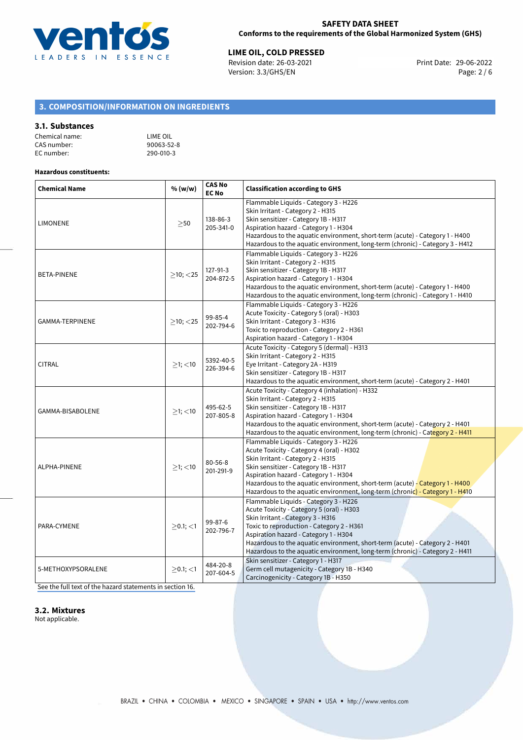## 3. COMPOSITION/INFORMATION ON INGREDIENTS

### 3.1. Substances

Chemical name: LIME OIL
CAS number: 90063-52-8
EC number: 290-010-3

**Hazardous constituents:**

| Chemical Name | % (w/w) | CAS No EC No | Classification according to GHS |
|---|---|---|---|
| LIMONENE | $\geq$50 | 138-86-3 205-341-0 | Flammable Liquids - Category 3 - H226<br>Skin Irritant - Category 2 - H315<br>Skin sensitizer - Category 1B - H317<br>Aspiration hazard - Category 1 - H304<br>Hazardous to the aquatic environment, short-term (acute) - Category 1 - H400<br>Hazardous to the aquatic environment, long-term (chronic) - Category 3 - H412 |
| BETA-PINENE | $\geq$10; $<$25 | 127-91-3 204-872-5 | Flammable Liquids - Category 3 - H226<br>Skin Irritant - Category 2 - H315<br>Skin sensitizer - Category 1B - H317<br>Aspiration hazard - Category 1 - H304<br>Hazardous to the aquatic environment, short-term (acute) - Category 1 - H400<br>Hazardous to the aquatic environment, long-term (chronic) - Category 1 - H410 |
| GAMMA-TERPINENE | $\geq$10; $<$25 | 99-85-4 202-794-6 | Flammable Liquids - Category 3 - H226<br>Acute Toxicity - Category 5 (oral) - H303<br>Skin Irritant - Category 3 - H316<br>Toxic to reproduction - Category 2 - H361<br>Aspiration hazard - Category 1 - H304 |
| CITRAL | $\geq$1; $<$10 | 5392-40-5 226-394-6 | Acute Toxicity - Category 5 (dermal) - H313<br>Skin Irritant - Category 2 - H315<br>Eye Irritant - Category 2A - H319<br>Skin sensitizer - Category 1B - H317<br>Hazardous to the aquatic environment, short-term (acute) - Category 2 - H401 |
| GAMMA-BISABOLENE | $\geq$1; $<$10 | 495-62-5 207-805-8 | Acute Toxicity - Category 4 (inhalation) - H332<br>Skin Irritant - Category 2 - H315<br>Skin sensitizer - Category 1B - H317<br>Aspiration hazard - Category 1 - H304<br>Hazardous to the aquatic environment, short-term (acute) - Category 2 - H401<br>Hazardous to the aquatic environment, long-term (chronic) - Category 2 - H411 |
| ALPHA-PINENE | $\geq$1; $<$10 | 80-56-8 201-291-9 | Flammable Liquids - Category 3 - H226<br>Acute Toxicity - Category 4 (oral) - H302<br>Skin Irritant - Category 2 - H315<br>Skin sensitizer - Category 1B - H317<br>Aspiration hazard - Category 1 - H304<br>Hazardous to the aquatic environment, short-term (acute) - Category 1 - H400<br>Hazardous to the aquatic environment, long-term (chronic) - Category 1 - H410 |
| PARA-CYMENE | $\geq$0.1; $<$1 | 99-87-6 202-796-7 | Flammable Liquids - Category 3 - H226<br>Acute Toxicity - Category 5 (oral) - H303<br>Skin Irritant - Category 3 - H316<br>Toxic to reproduction - Category 2 - H361<br>Aspiration hazard - Category 1 - H304<br>Hazardous to the aquatic environment, short-term (acute) - Category 2 - H401<br>Hazardous to the aquatic environment, long-term (chronic) - Category 2 - H411 |
| 5-METHOXYPSORALENE | $\geq$0.1; $<$1 | 484-20-8 207-604-5 | Skin sensitizer - Category 1 - H317<br>Germ cell mutagenicity - Category 1B - H340<br>Carcinogenicity - Category 1B - H350 |

See the full text of the hazard statements in section 16.

### 3.2. Mixtures

Not applicable.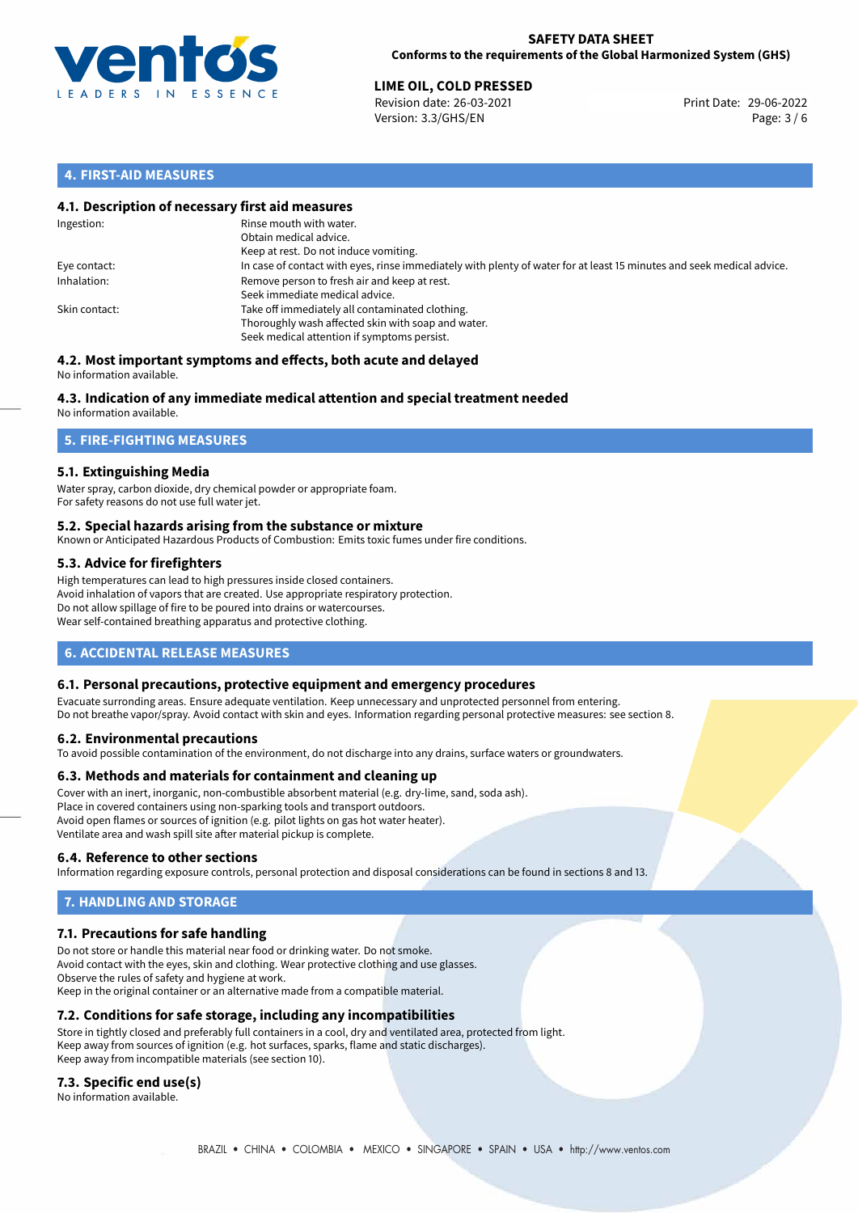## 4. FIRST-AID MEASURES

### 4.1. Description of necessary first aid measures

| | |
|---|---|
| Ingestion: | Rinse mouth with water.<br>Obtain medical advice.<br>Keep at rest. Do not induce vomiting. |
| Eye contact: | In case of contact with eyes, rinse immediately with plenty of water for at least 15 minutes and seek medical advice. |
| Inhalation: | Remove person to fresh air and keep at rest.<br>Seek immediate medical advice. |
| Skin contact: | Take off immediately all contaminated clothing.<br>Thoroughly wash affected skin with soap and water.<br>Seek medical attention if symptoms persist. |

### 4.2. Most important symptoms and effects, both acute and delayed

No information available.

### 4.3. Indication of any immediate medical attention and special treatment needed

No information available.

## 5. FIRE-FIGHTING MEASURES

### 5.1. Extinguishing Media

Water spray, carbon dioxide, dry chemical powder or appropriate foam.
For safety reasons do not use full water jet.

### 5.2. Special hazards arising from the substance or mixture

Known or Anticipated Hazardous Products of Combustion: Emits toxic fumes under fire conditions.

### 5.3. Advice for firefighters

High temperatures can lead to high pressures inside closed containers.
Avoid inhalation of vapors that are created. Use appropriate respiratory protection.
Do not allow spillage of fire to be poured into drains or watercourses.
Wear self-contained breathing apparatus and protective clothing.

## 6. ACCIDENTAL RELEASE MEASURES

### 6.1. Personal precautions, protective equipment and emergency procedures

Evacuate surronding areas. Ensure adequate ventilation. Keep unnecessary and unprotected personnel from entering.
Do not breathe vapor/spray. Avoid contact with skin and eyes. Information regarding personal protective measures: see section 8.

### 6.2. Environmental precautions

To avoid possible contamination of the environment, do not discharge into any drains, surface waters or groundwaters.

### 6.3. Methods and materials for containment and cleaning up

Cover with an inert, inorganic, non-combustible absorbent material (e.g. dry-lime, sand, soda ash).
Place in covered containers using non-sparking tools and transport outdoors.
Avoid open flames or sources of ignition (e.g. pilot lights on gas hot water heater).
Ventilate area and wash spill site after material pickup is complete.

### 6.4. Reference to other sections

Information regarding exposure controls, personal protection and disposal considerations can be found in sections 8 and 13.

## 7. HANDLING AND STORAGE

### 7.1. Precautions for safe handling

Do not store or handle this material near food or drinking water. Do not smoke.
Avoid contact with the eyes, skin and clothing. Wear protective clothing and use glasses.
Observe the rules of safety and hygiene at work.
Keep in the original container or an alternative made from a compatible material.

### 7.2. Conditions for safe storage, including any incompatibilities

Store in tightly closed and preferably full containers in a cool, dry and ventilated area, protected from light.
Keep away from sources of ignition (e.g. hot surfaces, sparks, flame and static discharges).
Keep away from incompatible materials (see section 10).

### 7.3. Specific end use(s)

No information available.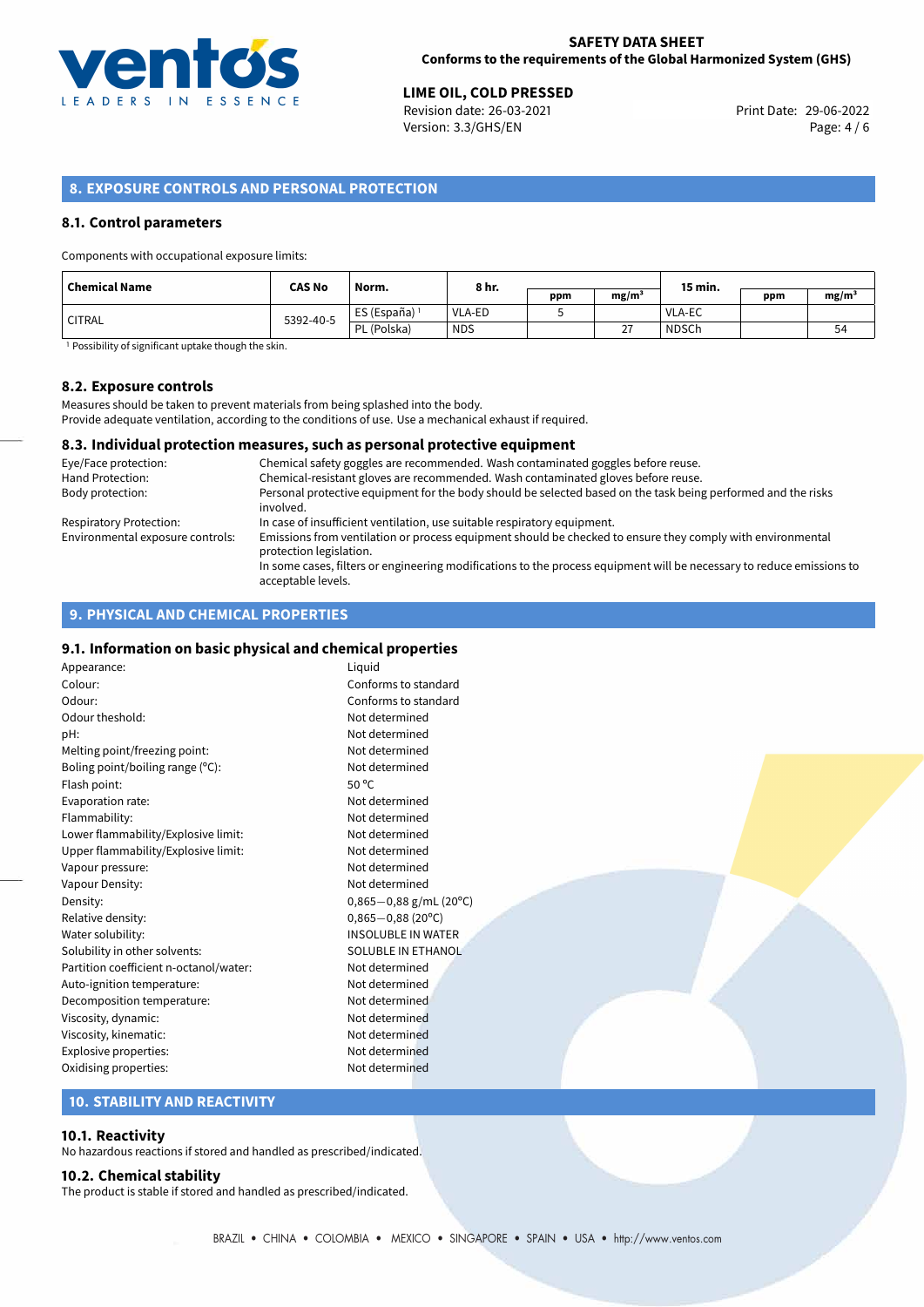## 8. EXPOSURE CONTROLS AND PERSONAL PROTECTION

### 8.1. Control parameters

Components with occupational exposure limits:

| Chemical Name | CAS No | Norm. | 8 hr. | | | 15 min. | | |
|---|---|---|---|---|---|---|---|---|
| | | | | ppm | mg/m³ | | ppm | mg/m³ |
| CITRAL | 5392-40-5 | ES (España) [1] | VLA-ED | 5 | | VLA-EC | | |
| | | PL (Polska) | NDS | | 27 | NDSCh | | 54 |

[1] Possibility of significant uptake though the skin.

### 8.2. Exposure controls

Measures should be taken to prevent materials from being splashed into the body.
Provide adequate ventilation, according to the conditions of use. Use a mechanical exhaust if required.

### 8.3. Individual protection measures, such as personal protective equipment

| | |
|---|---|
| Eye/Face protection: | Chemical safety goggles are recommended. Wash contaminated goggles before reuse. |
| Hand Protection: | Chemical-resistant gloves are recommended. Wash contaminated gloves before reuse. |
| Body protection: | Personal protective equipment for the body should be selected based on the task being performed and the risks involved. |
| Respiratory Protection: | In case of insufficient ventilation, use suitable respiratory equipment. |
| Environmental exposure controls: | Emissions from ventilation or process equipment should be checked to ensure they comply with environmental protection legislation. In some cases, filters or engineering modifications to the process equipment will be necessary to reduce emissions to acceptable levels. |

## 9. PHYSICAL AND CHEMICAL PROPERTIES

### 9.1. Information on basic physical and chemical properties

| | |
|---|---|
| Appearance: | Liquid |
| Colour: | Conforms to standard |
| Odour: | Conforms to standard |
| Odour theshold: | Not determined |
| pH: | Not determined |
| Melting point/freezing point: | Not determined |
| Boling point/boiling range (°C): | Not determined |
| Flash point: | 50 °C |
| Evaporation rate: | Not determined |
| Flammability: | Not determined |
| Lower flammability/Explosive limit: | Not determined |
| Upper flammability/Explosive limit: | Not determined |
| Vapour pressure: | Not determined |
| Vapour Density: | Not determined |
| Density: | 0,865−0,88 g/mL (20°C) |
| Relative density: | 0,865−0,88 (20°C) |
| Water solubility: | INSOLUBLE IN WATER |
| Solubility in other solvents: | SOLUBLE IN ETHANOL |
| Partition coefficient n-octanol/water: | Not determined |
| Auto-ignition temperature: | Not determined |
| Decomposition temperature: | Not determined |
| Viscosity, dynamic: | Not determined |
| Viscosity, kinematic: | Not determined |
| Explosive properties: | Not determined |
| Oxidising properties: | Not determined |

## 10. STABILITY AND REACTIVITY

### 10.1. Reactivity

No hazardous reactions if stored and handled as prescribed/indicated.

### 10.2. Chemical stability

The product is stable if stored and handled as prescribed/indicated.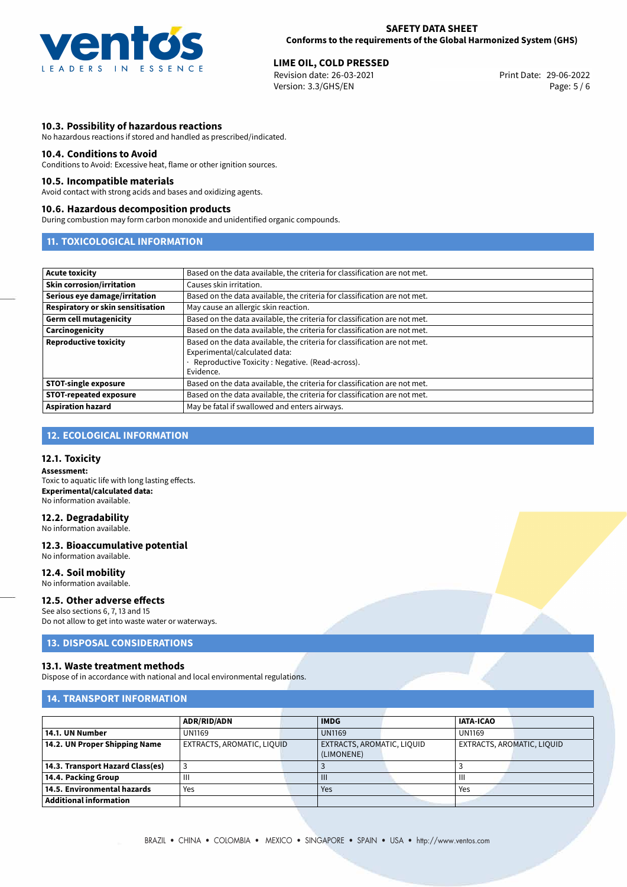### 10.3. Possibility of hazardous reactions

No hazardous reactions if stored and handled as prescribed/indicated.

### 10.4. Conditions to Avoid

Conditions to Avoid: Excessive heat, flame or other ignition sources.

### 10.5. Incompatible materials

Avoid contact with strong acids and bases and oxidizing agents.

### 10.6. Hazardous decomposition products

During combustion may form carbon monoxide and unidentified organic compounds.

## 11. TOXICOLOGICAL INFORMATION

| | |
|---|---|
| **Acute toxicity** | Based on the data available, the criteria for classification are not met. |
| **Skin corrosion/irritation** | Causes skin irritation. |
| **Serious eye damage/irritation** | Based on the data available, the criteria for classification are not met. |
| **Respiratory or skin sensitisation** | May cause an allergic skin reaction. |
| **Germ cell mutagenicity** | Based on the data available, the criteria for classification are not met. |
| **Carcinogenicity** | Based on the data available, the criteria for classification are not met. |
| **Reproductive toxicity** | Based on the data available, the criteria for classification are not met.<br>Experimental/calculated data:<br>· Reproductive Toxicity : Negative. (Read-across).<br>Evidence. |
| **STOT-single exposure** | Based on the data available, the criteria for classification are not met. |
| **STOT-repeated exposure** | Based on the data available, the criteria for classification are not met. |
| **Aspiration hazard** | May be fatal if swallowed and enters airways. |

## 12. ECOLOGICAL INFORMATION

### 12.1. Toxicity

**Assessment:**
Toxic to aquatic life with long lasting effects.
**Experimental/calculated data:**
No information available.

### 12.2. Degradability

No information available.

### 12.3. Bioaccumulative potential

No information available.

### 12.4. Soil mobility

No information available.

### 12.5. Other adverse effects

See also sections 6, 7, 13 and 15
Do not allow to get into waste water or waterways.

## 13. DISPOSAL CONSIDERATIONS

### 13.1. Waste treatment methods

Dispose of in accordance with national and local environmental regulations.

## 14. TRANSPORT INFORMATION

| | ADR/RID/ADN | IMDG | IATA-ICAO |
|---|---|---|---|
| **14.1. UN Number** | UN1169 | UN1169 | UN1169 |
| **14.2. UN Proper Shipping Name** | EXTRACTS, AROMATIC, LIQUID | EXTRACTS, AROMATIC, LIQUID (LIMONENE) | EXTRACTS, AROMATIC, LIQUID |
| **14.3. Transport Hazard Class(es)** | 3 | 3 | 3 |
| **14.4. Packing Group** | III | III | III |
| **14.5. Environmental hazards** | Yes | Yes | Yes |
| **Additional information** | | | |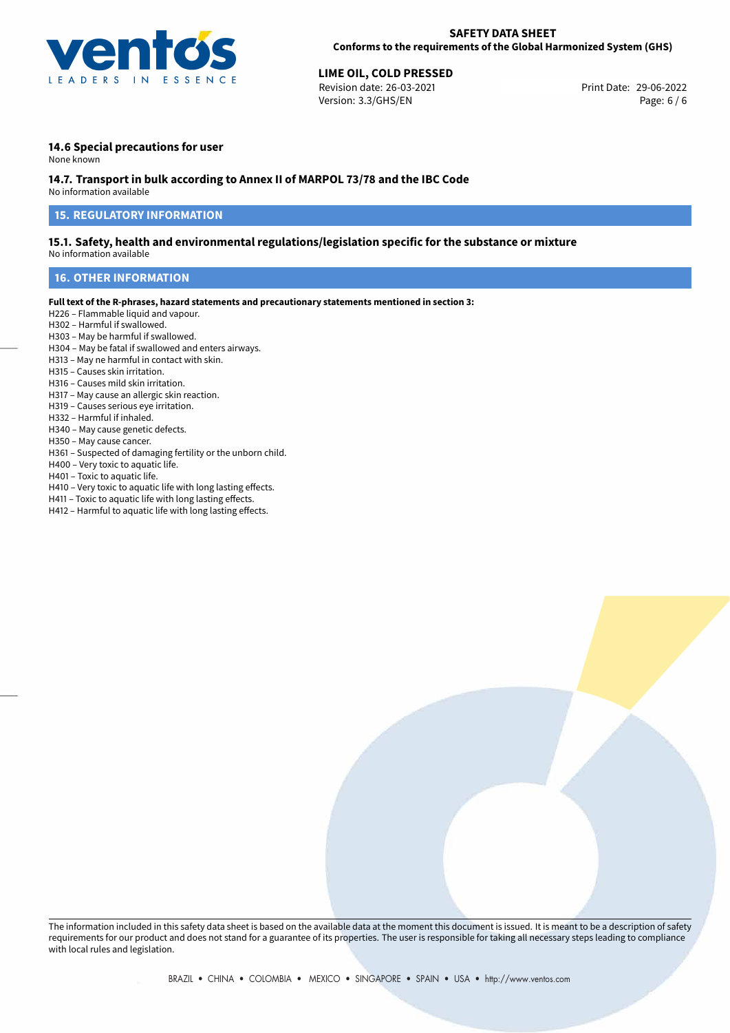### 14.6 Special precautions for user

None known

### 14.7. Transport in bulk according to Annex II of MARPOL 73/78 and the IBC Code

No information available

## 15. REGULATORY INFORMATION

### 15.1. Safety, health and environmental regulations/legislation specific for the substance or mixture

No information available

## 16. OTHER INFORMATION

**Full text of the R-phrases, hazard statements and precautionary statements mentioned in section 3:**

H226 – Flammable liquid and vapour.
H302 – Harmful if swallowed.
H303 – May be harmful if swallowed.
H304 – May be fatal if swallowed and enters airways.
H313 – May ne harmful in contact with skin.
H315 – Causes skin irritation.
H316 – Causes mild skin irritation.
H317 – May cause an allergic skin reaction.
H319 – Causes serious eye irritation.
H332 – Harmful if inhaled.
H340 – May cause genetic defects.
H350 – May cause cancer.
H361 – Suspected of damaging fertility or the unborn child.
H400 – Very toxic to aquatic life.
H401 – Toxic to aquatic life.
H410 – Very toxic to aquatic life with long lasting effects.
H411 – Toxic to aquatic life with long lasting effects.
H412 – Harmful to aquatic life with long lasting effects.

The information included in this safety data sheet is based on the available data at the moment this document is issued. It is meant to be a description of safety requirements for our product and does not stand for a guarantee of its properties. The user is responsible for taking all necessary steps leading to compliance with local rules and legislation.